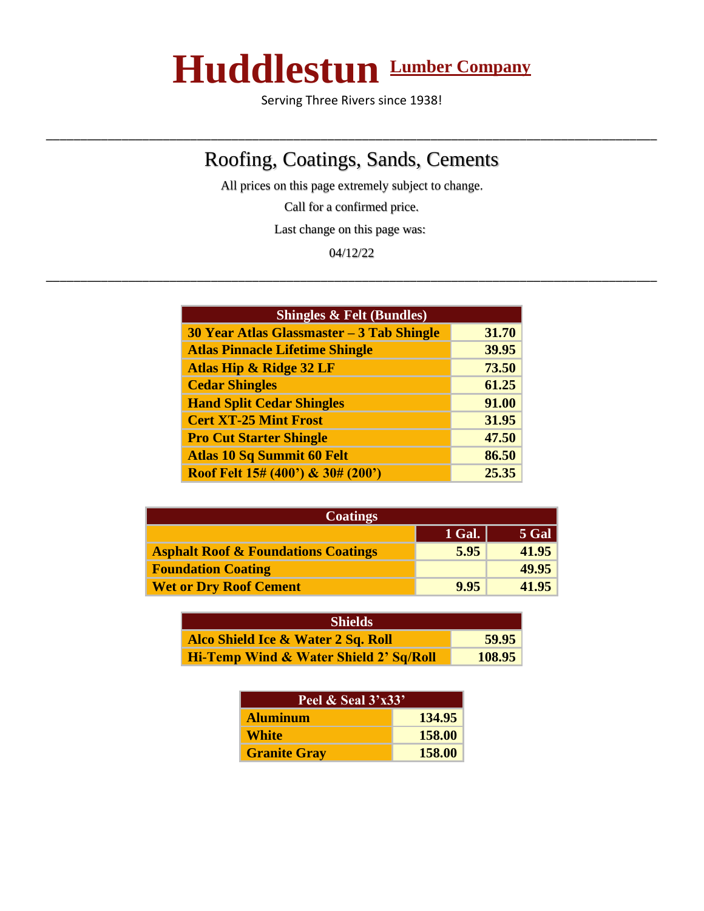# Huddlestun Lumber Company

Serving Three Rivers since 1938!

---

## Roofing, Coatings, Sands, Cements

All prices on this page extremely subject to change.

Call for a confirmed price.

Last change on this page was:

04/12/22

---

| Shingles & Felt (Bundles) | |
|---|---|
| **30 Year Atlas Glassmaster – 3 Tab Shingle** | **31.70** |
| **Atlas Pinnacle Lifetime Shingle** | **39.95** |
| **Atlas Hip & Ridge 32 LF** | **73.50** |
| **Cedar Shingles** | **61.25** |
| **Hand Split Cedar Shingles** | **91.00** |
| **Cert XT-25 Mint Frost** | **31.95** |
| **Pro Cut Starter Shingle** | **47.50** |
| **Atlas 10 Sq Summit 60 Felt** | **86.50** |
| **Roof Felt 15# (400') & 30# (200')** | **25.35** |

| Coatings | | |
|---|---|---|
| | **1 Gal.** | **5 Gal** |
| **Asphalt Roof & Foundations Coatings** | **5.95** | **41.95** |
| **Foundation Coating** | | **49.95** |
| **Wet or Dry Roof Cement** | **9.95** | **41.95** |

| Shields | |
|---|---|
| **Alco Shield Ice & Water 2 Sq. Roll** | **59.95** |
| **Hi-Temp Wind & Water Shield 2' Sq/Roll** | **108.95** |

| Peel & Seal 3'x33' | |
|---|---|
| **Aluminum** | **134.95** |
| **White** | **158.00** |
| **Granite Gray** | **158.00** |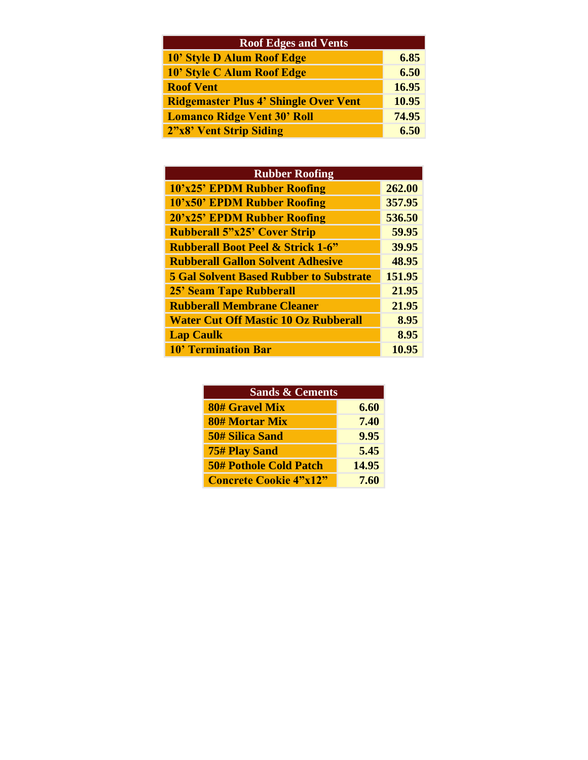| Roof Edges and Vents | |
| --- | --- |
| 10’ Style D Alum Roof Edge | 6.85 |
| 10’ Style C Alum Roof Edge | 6.50 |
| Roof Vent | 16.95 |
| Ridgemaster Plus 4’ Shingle Over Vent | 10.95 |
| Lomanco Ridge Vent 30’ Roll | 74.95 |
| 2”x8’ Vent Strip Siding | 6.50 |

| Rubber Roofing | |
| --- | --- |
| 10’x25’ EPDM Rubber Roofing | 262.00 |
| 10’x50’ EPDM Rubber Roofing | 357.95 |
| 20’x25’ EPDM Rubber Roofing | 536.50 |
| Rubberall 5”x25’ Cover Strip | 59.95 |
| Rubberall Boot Peel & Strick 1-6” | 39.95 |
| Rubberall Gallon Solvent Adhesive | 48.95 |
| 5 Gal Solvent Based Rubber to Substrate | 151.95 |
| 25’ Seam Tape Rubberall | 21.95 |
| Rubberall Membrane Cleaner | 21.95 |
| Water Cut Off Mastic 10 Oz Rubberall | 8.95 |
| Lap Caulk | 8.95 |
| 10’ Termination Bar | 10.95 |

| Sands & Cements | |
| --- | --- |
| 80# Gravel Mix | 6.60 |
| 80# Mortar Mix | 7.40 |
| 50# Silica Sand | 9.95 |
| 75# Play Sand | 5.45 |
| 50# Pothole Cold Patch | 14.95 |
| Concrete Cookie 4”x12” | 7.60 |